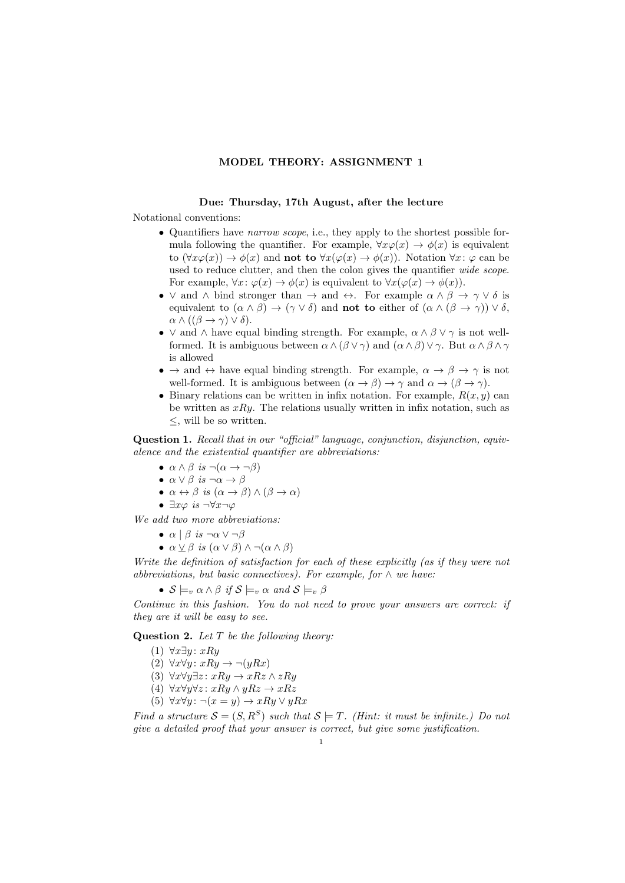# MODEL THEORY: ASSIGNMENT 1

**Due: Thursday, 17th August, after the lecture**

Notational conventions:

- Quantifiers have *narrow scope*, i.e., they apply to the shortest possible formula following the quantifier. For example, $\forall x \varphi(x) \to \phi(x)$ is equivalent to $(\forall x \varphi(x)) \to \phi(x)$ and **not to** $\forall x(\varphi(x) \to \phi(x))$. Notation $\forall x \colon \varphi$ can be used to reduce clutter, and then the colon gives the quantifier *wide scope*. For example, $\forall x \colon \varphi(x) \to \phi(x)$ is equivalent to $\forall x(\varphi(x) \to \phi(x))$.
- $\vee$ and $\wedge$ bind stronger than $\to$ and $\leftrightarrow$. For example $\alpha \wedge \beta \to \gamma \vee \delta$ is equivalent to $(\alpha \wedge \beta) \to (\gamma \vee \delta)$ and **not to** either of $(\alpha \wedge (\beta \to \gamma)) \vee \delta$, $\alpha \wedge ((\beta \to \gamma) \vee \delta)$.
- $\vee$ and $\wedge$ have equal binding strength. For example, $\alpha \wedge \beta \vee \gamma$ is not well-formed. It is ambiguous between $\alpha \wedge (\beta \vee \gamma)$ and $(\alpha \wedge \beta) \vee \gamma$. But $\alpha \wedge \beta \wedge \gamma$ is allowed
- $\to$ and $\leftrightarrow$ have equal binding strength. For example, $\alpha \to \beta \to \gamma$ is not well-formed. It is ambiguous between $(\alpha \to \beta) \to \gamma$ and $\alpha \to (\beta \to \gamma)$.
- Binary relations can be written in infix notation. For example, $R(x, y)$ can be written as $xRy$. The relations usually written in infix notation, such as $\leq$, will be so written.

**Question 1.** *Recall that in our "official" language, conjunction, disjunction, equivalence and the existential quantifier are abbreviations:*

- $\alpha \wedge \beta$ *is* $\neg(\alpha \to \neg\beta)$
- $\alpha \vee \beta$ *is* $\neg\alpha \to \beta$
- $\alpha \leftrightarrow \beta$ *is* $(\alpha \to \beta) \wedge (\beta \to \alpha)$
- $\exists x \varphi$ *is* $\neg\forall x \neg\varphi$

*We add two more abbreviations:*

- $\alpha \mid \beta$ *is* $\neg\alpha \vee \neg\beta$
- $\alpha \underline{\vee} \beta$ *is* $(\alpha \vee \beta) \wedge \neg(\alpha \wedge \beta)$

*Write the definition of satisfaction for each of these explicitly (as if they were not abbreviations, but basic connectives). For example, for $\wedge$ we have:*

- $\mathcal{S} \models_v \alpha \wedge \beta$ *if* $\mathcal{S} \models_v \alpha$ *and* $\mathcal{S} \models_v \beta$

*Continue in this fashion. You do not need to prove your answers are correct: if they are it will be easy to see.*

**Question 2.** *Let $T$ be the following theory:*

(1) $\forall x \exists y \colon xRy$
(2) $\forall x \forall y \colon xRy \to \neg(yRx)$
(3) $\forall x \forall y \exists z \colon xRy \to xRz \wedge zRy$
(4) $\forall x \forall y \forall z \colon xRy \wedge yRz \to xRz$
(5) $\forall x \forall y \colon \neg(x = y) \to xRy \vee yRx$

*Find a structure $\mathcal{S} = (S, R^S)$ such that $\mathcal{S} \models T$. (Hint: it must be infinite.) Do not give a detailed proof that your answer is correct, but give some justification.*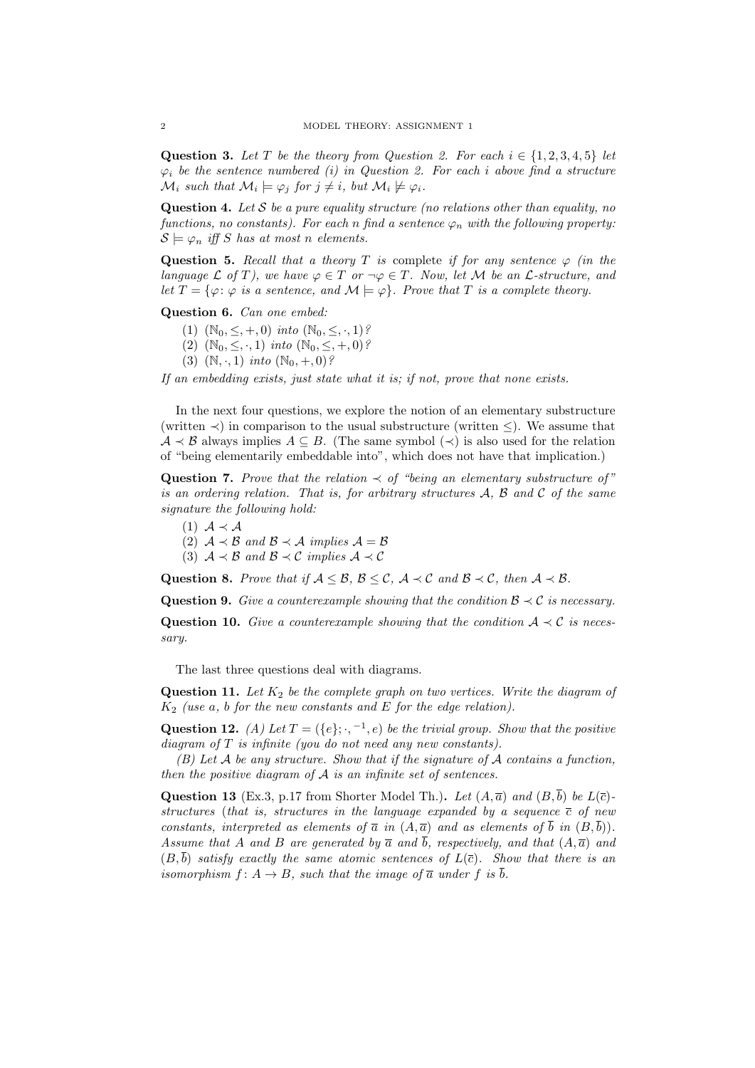**Question 3.** *Let $T$ be the theory from Question 2. For each $i \in \{1, 2, 3, 4, 5\}$ let $\varphi_i$ be the sentence numbered (i) in Question 2. For each $i$ above find a structure $\mathcal{M}_i$ such that $\mathcal{M}_i \models \varphi_j$ for $j \neq i$, but $\mathcal{M}_i \not\models \varphi_i$.*

**Question 4.** *Let $\mathcal{S}$ be a pure equality structure (no relations other than equality, no functions, no constants). For each $n$ find a sentence $\varphi_n$ with the following property: $\mathcal{S} \models \varphi_n$ iff $S$ has at most $n$ elements.*

**Question 5.** *Recall that a theory $T$ is* complete *if for any sentence $\varphi$ (in the language $\mathcal{L}$ of $T$), we have $\varphi \in T$ or $\neg\varphi \in T$. Now, let $\mathcal{M}$ be an $\mathcal{L}$-structure, and let $T = \{\varphi \colon \varphi$ is a sentence, and $\mathcal{M} \models \varphi\}$. Prove that $T$ is a complete theory.*

**Question 6.** *Can one embed:*

1. $(\mathbb{N}_0, \leq, +, 0)$ *into* $(\mathbb{N}_0, \leq, \cdot, 1)$*?*
2. $(\mathbb{N}_0, \leq, \cdot, 1)$ *into* $(\mathbb{N}_0, \leq, +, 0)$*?*
3. $(\mathbb{N}, \cdot, 1)$ *into* $(\mathbb{N}_0, +, 0)$*?*

*If an embedding exists, just state what it is; if not, prove that none exists.*

In the next four questions, we explore the notion of an elementary substructure (written $\prec$) in comparison to the usual substructure (written $\leq$). We assume that $\mathcal{A} \prec \mathcal{B}$ always implies $A \subseteq B$. (The same symbol ($\prec$) is also used for the relation of "being elementarily embeddable into", which does not have that implication.)

**Question 7.** *Prove that the relation $\prec$ of "being an elementary substructure of" is an ordering relation. That is, for arbitrary structures $\mathcal{A}$, $\mathcal{B}$ and $\mathcal{C}$ of the same signature the following hold:*

1. $\mathcal{A} \prec \mathcal{A}$
2. $\mathcal{A} \prec \mathcal{B}$ *and* $\mathcal{B} \prec \mathcal{A}$ *implies* $\mathcal{A} = \mathcal{B}$
3. $\mathcal{A} \prec \mathcal{B}$ *and* $\mathcal{B} \prec \mathcal{C}$ *implies* $\mathcal{A} \prec \mathcal{C}$

**Question 8.** *Prove that if $\mathcal{A} \leq \mathcal{B}$, $\mathcal{B} \leq \mathcal{C}$, $\mathcal{A} \prec \mathcal{C}$ and $\mathcal{B} \prec \mathcal{C}$, then $\mathcal{A} \prec \mathcal{B}$.*

**Question 9.** *Give a counterexample showing that the condition $\mathcal{B} \prec \mathcal{C}$ is necessary.*

**Question 10.** *Give a counterexample showing that the condition $\mathcal{A} \prec \mathcal{C}$ is necessary.*

The last three questions deal with diagrams.

**Question 11.** *Let $K_2$ be the complete graph on two vertices. Write the diagram of $K_2$ (use $a$, $b$ for the new constants and $E$ for the edge relation).*

**Question 12.** *(A) Let $T = (\{e\}; \cdot, ^{-1}, e)$ be the trivial group. Show that the positive diagram of $T$ is infinite (you do not need any new constants).*

*(B) Let $\mathcal{A}$ be any structure. Show that if the signature of $\mathcal{A}$ contains a function, then the positive diagram of $\mathcal{A}$ is an infinite set of sentences.*

**Question 13** (Ex.3, p.17 from Shorter Model Th.)**.** *Let $(A, \overline{a})$ and $(B, \overline{b})$ be $L(\overline{c})$-structures (that is, structures in the language expanded by a sequence $\overline{c}$ of new constants, interpreted as elements of $\overline{a}$ in $(A, \overline{a})$ and as elements of $\overline{b}$ in $(B, \overline{b})$). Assume that $A$ and $B$ are generated by $\overline{a}$ and $\overline{b}$, respectively, and that $(A, \overline{a})$ and $(B, \overline{b})$ satisfy exactly the same atomic sentences of $L(\overline{c})$. Show that there is an isomorphism $f \colon A \to B$, such that the image of $\overline{a}$ under $f$ is $\overline{b}$.*